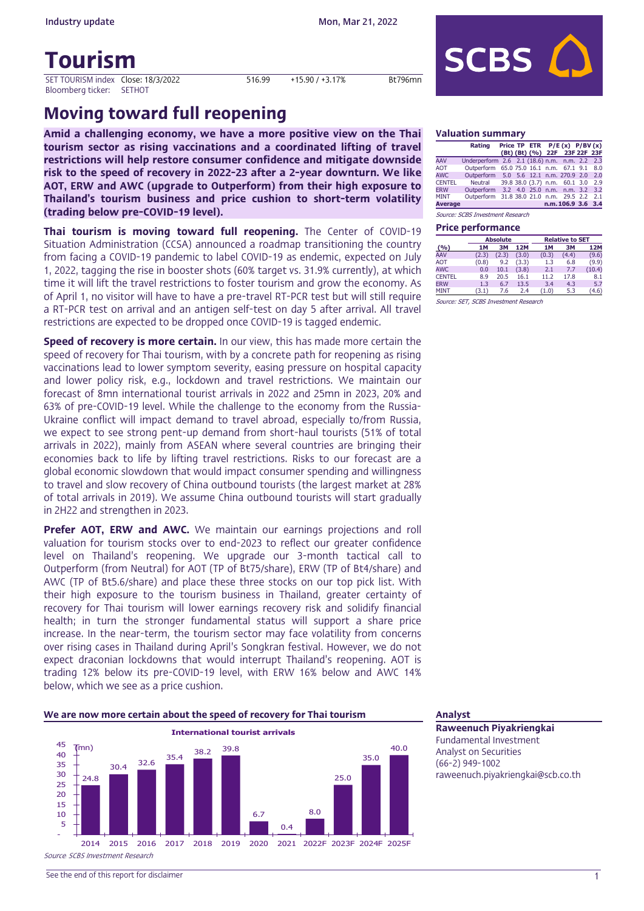Industry update

Mon, Mar 21, 2022

# Tourism

SET TOURISM index Close: 18/3/2022 516.99 +15.90 / +3.17% Bt796mn
Bloomberg ticker: SETHOT

## Moving toward full reopening

**Amid a challenging economy, we have a more positive view on the Thai tourism sector as rising vaccinations and a coordinated lifting of travel restrictions will help restore consumer confidence and mitigate downside risk to the speed of recovery in 2022-23 after a 2-year downturn. We like AOT, ERW and AWC (upgrade to Outperform) from their high exposure to Thailand's tourism business and price cushion to short-term volatility (trading below pre-COVID-19 level).**

**Thai tourism is moving toward full reopening.** The Center of COVID-19 Situation Administration (CCSA) announced a roadmap transitioning the country from facing a COVID-19 pandemic to label COVID-19 as endemic, expected on July 1, 2022, tagging the rise in booster shots (60% target vs. 31.9% currently), at which time it will lift the travel restrictions to foster tourism and grow the economy. As of April 1, no visitor will have to have a pre-travel RT-PCR test but will still require a RT-PCR test on arrival and an antigen self-test on day 5 after arrival. All travel restrictions are expected to be dropped once COVID-19 is tagged endemic.

**Speed of recovery is more certain.** In our view, this has made more certain the speed of recovery for Thai tourism, with by a concrete path for reopening as rising vaccinations lead to lower symptom severity, easing pressure on hospital capacity and lower policy risk, e.g., lockdown and travel restrictions. We maintain our forecast of 8mn international tourist arrivals in 2022 and 25mn in 2023, 20% and 63% of pre-COVID-19 level. While the challenge to the economy from the Russia-Ukraine conflict will impact demand to travel abroad, especially to/from Russia, we expect to see strong pent-up demand from short-haul tourists (51% of total arrivals in 2022), mainly from ASEAN where several countries are bringing their economies back to life by lifting travel restrictions. Risks to our forecast are a global economic slowdown that would impact consumer spending and willingness to travel and slow recovery of China outbound tourists (the largest market at 28% of total arrivals in 2019). We assume China outbound tourists will start gradually in 2H22 and strengthen in 2023.

**Prefer AOT, ERW and AWC.** We maintain our earnings projections and roll valuation for tourism stocks over to end-2023 to reflect our greater confidence level on Thailand's reopening. We upgrade our 3-month tactical call to Outperform (from Neutral) for AOT (TP of Bt75/share), ERW (TP of Bt4/share) and AWC (TP of Bt5.6/share) and place these three stocks on our top pick list. With their high exposure to the tourism business in Thailand, greater certainty of recovery for Thai tourism will lower earnings recovery risk and solidify financial health; in turn the stronger fundamental status will support a share price increase. In the near-term, the tourism sector may face volatility from concerns over rising cases in Thailand during April's Songkran festival. However, we do not expect draconian lockdowns that would interrupt Thailand's reopening. AOT is trading 12% below its pre-COVID-19 level, with ERW 16% below and AWC 14% below, which we see as a price cushion.

**We are now more certain about the speed of recovery for Thai tourism**

International tourist arrivals (mn)

| Year | Arrivals (mn) |
|---|---|
| 2014 | 24.8 |
| 2015 | 30.4 |
| 2016 | 32.6 |
| 2017 | 35.4 |
| 2018 | 38.2 |
| 2019 | 39.8 |
| 2020 | 6.7 |
| 2021 | 0.4 |
| 2022F | 8.0 |
| 2023F | 25.0 |
| 2024F | 35.0 |
| 2025F | 40.0 |

*Source SCBS Investment Research*

### Valuation summary

| | Rating | Price (Bt) | TP (Bt) | ETR (%) | P/E (x) 22F | P/E (x) 23F | P/BV (x) 22F | P/BV (x) 23F |
|---|---|---|---|---|---|---|---|---|
| AAV | Underperform | 2.6 | 2.1 | (18.6) | n.m. | n.m. | 2.2 | 2.3 |
| AOT | Outperform | 65.0 | 75.0 | 16.1 | n.m. | 67.1 | 9.1 | 8.0 |
| AWC | Outperform | 5.0 | 5.6 | 12.1 | n.m. | 270.9 | 2.0 | 2.0 |
| CENTEL | Neutral | 39.8 | 38.0 | (3.7) | n.m. | 60.1 | 3.0 | 2.9 |
| ERW | Outperform | 3.2 | 4.0 | 25.0 | n.m. | n.m. | 3.2 | 3.2 |
| MINT | Outperform | 31.8 | 38.0 | 21.0 | n.m. | 29.5 | 2.2 | 2.1 |
| **Average** | | | | | **n.m.** | **106.9** | **3.6** | **3.4** |

*Source: SCBS Investment Research*

### Price performance

| (%) | Absolute 1M | Absolute 3M | Absolute 12M | Relative to SET 1M | Relative to SET 3M | Relative to SET 12M |
|---|---|---|---|---|---|---|
| AAV | (2.3) | (2.3) | (3.0) | (0.3) | (4.4) | (9.6) |
| AOT | (0.8) | 9.2 | (3.3) | 1.3 | 6.8 | (9.9) |
| AWC | 0.0 | 10.1 | (3.8) | 2.1 | 7.7 | (10.4) |
| CENTEL | 8.9 | 20.5 | 16.1 | 11.2 | 17.8 | 8.1 |
| ERW | 1.3 | 6.7 | 13.5 | 3.4 | 4.3 | 5.7 |
| MINT | (3.1) | 7.6 | 2.4 | (1.0) | 5.3 | (4.6) |

*Source: SET, SCBS Investment Research*

### Analyst

**Raweenuch Piyakriengkai**
Fundamental Investment
Analyst on Securities
(66-2) 949-1002
raweenuch.piyakriengkai@scb.co.th

See the end of this report for disclaimer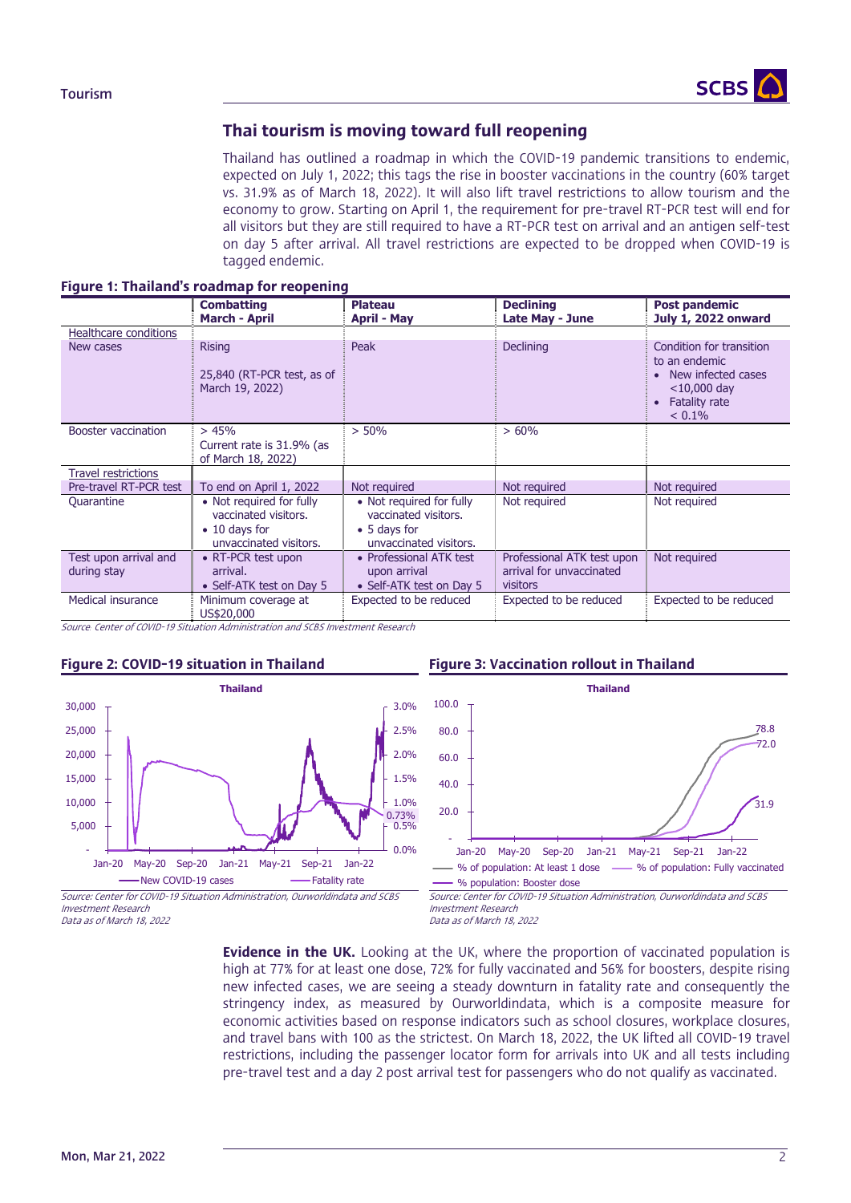## Thai tourism is moving toward full reopening

Thailand has outlined a roadmap in which the COVID-19 pandemic transitions to endemic, expected on July 1, 2022; this tags the rise in booster vaccinations in the country (60% target vs. 31.9% as of March 18, 2022). It will also lift travel restrictions to allow tourism and the economy to grow. Starting on April 1, the requirement for pre-travel RT-PCR test will end for all visitors but they are still required to have a RT-PCR test on arrival and an antigen self-test on day 5 after arrival. All travel restrictions are expected to be dropped when COVID-19 is tagged endemic.

**Figure 1: Thailand's roadmap for reopening**

| | **Combatting March - April** | **Plateau April - May** | **Declining Late May - June** | **Post pandemic July 1, 2022 onward** |
|---|---|---|---|---|
| Healthcare conditions | | | | |
| New cases | Rising<br><br>25,840 (RT-PCR test, as of March 19, 2022) | Peak | Declining | Condition for transition to an endemic<br>• New infected cases <10,000 day<br>• Fatality rate < 0.1% |
| Booster vaccination | > 45%<br>Current rate is 31.9% (as of March 18, 2022) | > 50% | > 60% | |
| Travel restrictions | | | | |
| Pre-travel RT-PCR test | To end on April 1, 2022 | Not required | Not required | Not required |
| Quarantine | • Not required for fully vaccinated visitors.<br>• 10 days for unvaccinated visitors. | • Not required for fully vaccinated visitors.<br>• 5 days for unvaccinated visitors. | Not required | Not required |
| Test upon arrival and during stay | • RT-PCR test upon arrival.<br>• Self-ATK test on Day 5 | • Professional ATK test upon arrival<br>• Self-ATK test on Day 5 | Professional ATK test upon arrival for unvaccinated visitors | Not required |
| Medical insurance | Minimum coverage at US$20,000 | Expected to be reduced | Expected to be reduced | Expected to be reduced |

*Source: Center of COVID-19 Situation Administration and SCBS Investment Research*

**Figure 2: COVID-19 situation in Thailand**

*Source: Center for COVID-19 Situation Administration, Ourworldindata and SCBS Investment Research*
*Data as of March 18, 2022*

**Figure 3: Vaccination rollout in Thailand**

*Source: Center for COVID-19 Situation Administration, Ourworldindata and SCBS Investment Research*
*Data as of March 18, 2022*

**Evidence in the UK.** Looking at the UK, where the proportion of vaccinated population is high at 77% for at least one dose, 72% for fully vaccinated and 56% for boosters, despite rising new infected cases, we are seeing a steady downturn in fatality rate and consequently the stringency index, as measured by Ourworldindata, which is a composite measure for economic activities based on response indicators such as school closures, workplace closures, and travel bans with 100 as the strictest. On March 18, 2022, the UK lifted all COVID-19 travel restrictions, including the passenger locator form for arrivals into UK and all tests including pre-travel test and a day 2 post arrival test for passengers who do not qualify as vaccinated.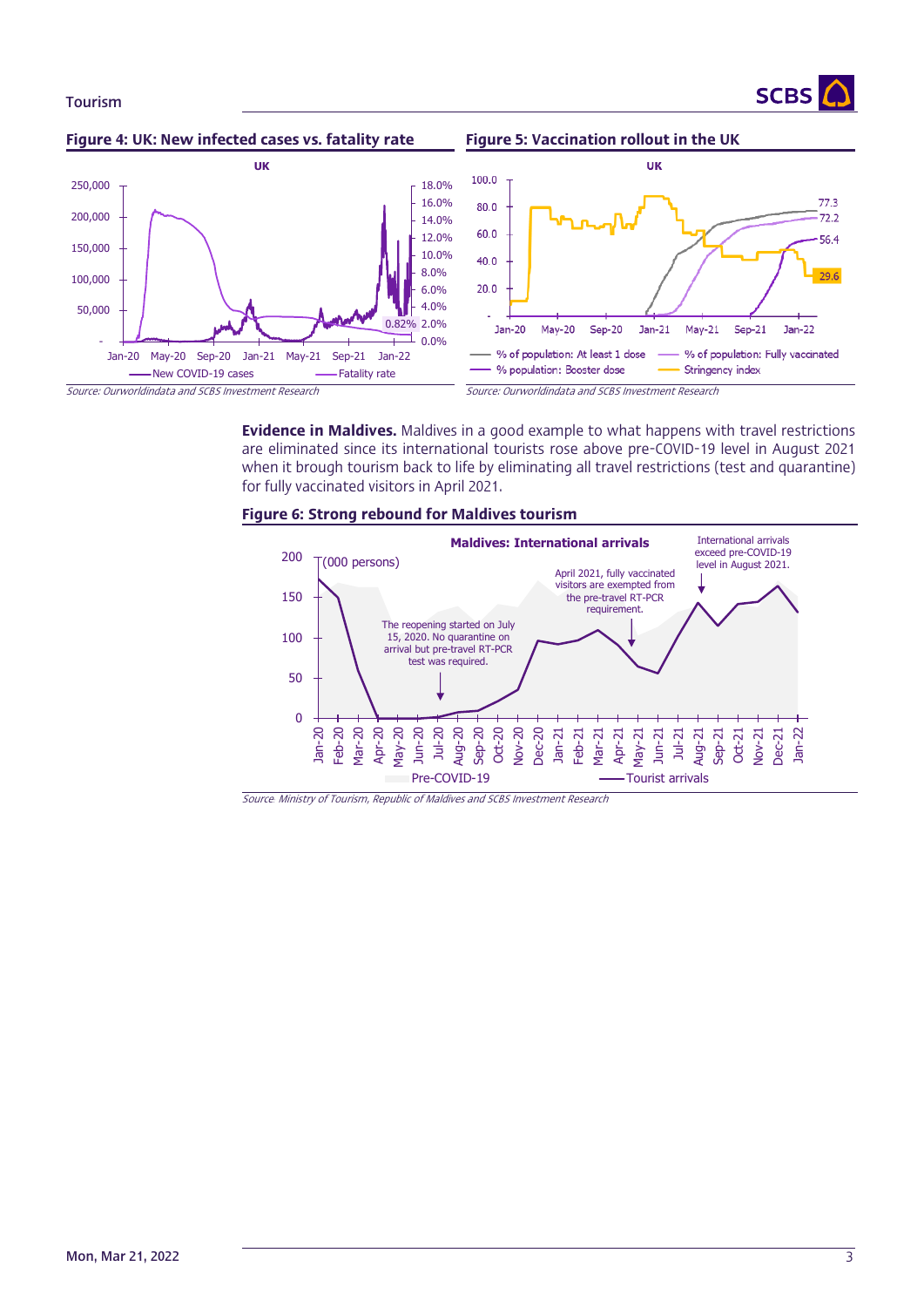**Figure 4: UK: New infected cases vs. fatality rate**

*Source: Ourworldindata and SCBS Investment Research*

**Figure 5: Vaccination rollout in the UK**

*Source: Ourworldindata and SCBS Investment Research*

**Evidence in Maldives.** Maldives in a good example to what happens with travel restrictions are eliminated since its international tourists rose above pre-COVID-19 level in August 2021 when it brough tourism back to life by eliminating all travel restrictions (test and quarantine) for fully vaccinated visitors in April 2021.

**Figure 6: Strong rebound for Maldives tourism**

*Source: Ministry of Tourism, Republic of Maldives and SCBS Investment Research*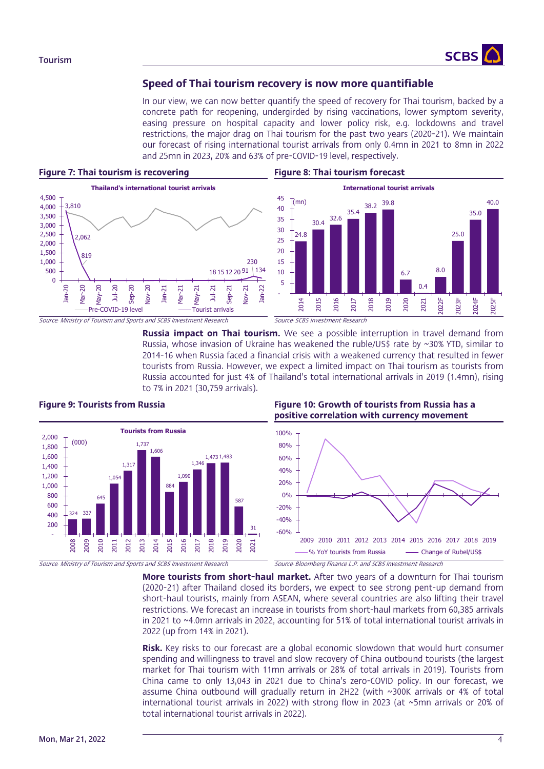## Speed of Thai tourism recovery is now more quantifiable

In our view, we can now better quantify the speed of recovery for Thai tourism, backed by a concrete path for reopening, undergirded by rising vaccinations, lower symptom severity, easing pressure on hospital capacity and lower policy risk, e.g. lockdowns and travel restrictions, the major drag on Thai tourism for the past two years (2020-21). We maintain our forecast of rising international tourist arrivals from only 0.4mn in 2021 to 8mn in 2022 and 25mn in 2023, 20% and 63% of pre-COVID-19 level, respectively.

**Figure 7: Thai tourism is recovering**

Source: Ministry of Tourism and Sports and SCBS Investment Research

**Figure 8: Thai tourism forecast**

Source: SCBS Investment Research

**Russia impact on Thai tourism.** We see a possible interruption in travel demand from Russia, whose invasion of Ukraine has weakened the ruble/US$ rate by ~30% YTD, similar to 2014-16 when Russia faced a financial crisis with a weakened currency that resulted in fewer tourists from Russia. However, we expect a limited impact on Thai tourism as tourists from Russia accounted for just 4% of Thailand's total international arrivals in 2019 (1.4mn), rising to 7% in 2021 (30,759 arrivals).

**Figure 9: Tourists from Russia**

Source: Ministry of Tourism and Sports and SCBS Investment Research

**Figure 10: Growth of tourists from Russia has a positive correlation with currency movement**

Source: Bloomberg Finance L.P. and SCBS Investment Research

**More tourists from short-haul market.** After two years of a downturn for Thai tourism (2020-21) after Thailand closed its borders, we expect to see strong pent-up demand from short-haul tourists, mainly from ASEAN, where several countries are also lifting their travel restrictions. We forecast an increase in tourists from short-haul markets from 60,385 arrivals in 2021 to ~4.0mn arrivals in 2022, accounting for 51% of total international tourist arrivals in 2022 (up from 14% in 2021).

**Risk.** Key risks to our forecast are a global economic slowdown that would hurt consumer spending and willingness to travel and slow recovery of China outbound tourists (the largest market for Thai tourism with 11mn arrivals or 28% of total arrivals in 2019). Tourists from China came to only 13,043 in 2021 due to China's zero-COVID policy. In our forecast, we assume China outbound will gradually return in 2H22 (with ~300K arrivals or 4% of total international tourist arrivals in 2022) with strong flow in 2023 (at ~5mn arrivals or 20% of total international tourist arrivals in 2022).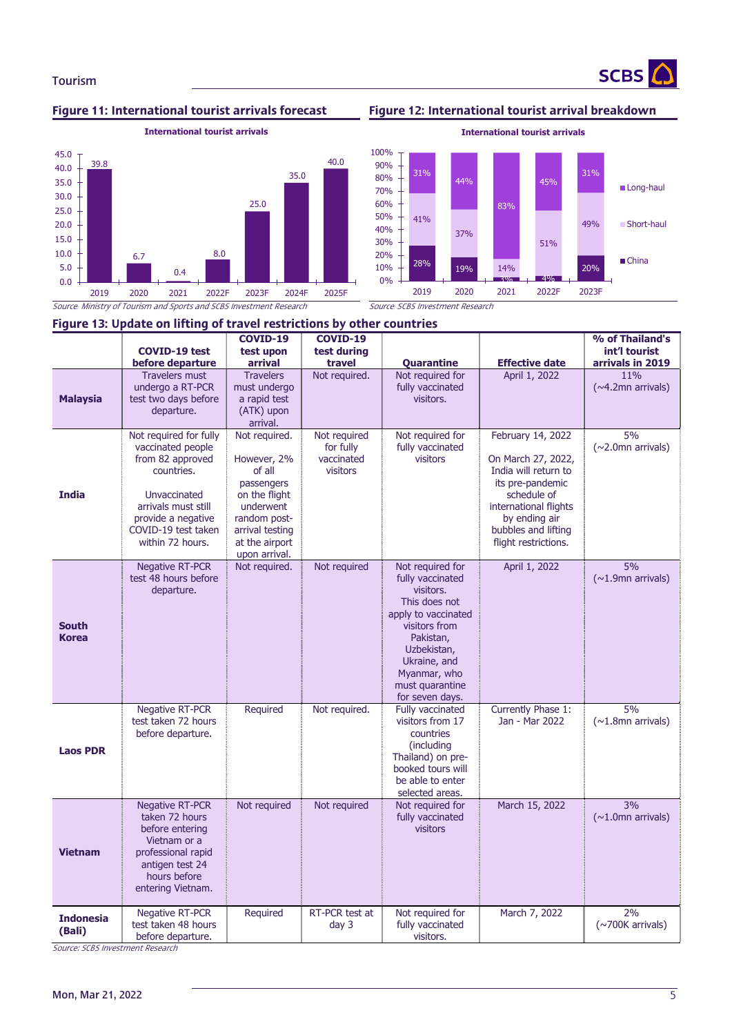## Figure 11: International tourist arrivals forecast

International tourist arrivals

| Year | Arrivals |
|---|---|
| 2019 | 39.8 |
| 2020 | 6.7 |
| 2021 | 0.4 |
| 2022F | 8.0 |
| 2023F | 25.0 |
| 2024F | 35.0 |
| 2025F | 40.0 |

*Source: Ministry of Tourism and Sports and SCBS Investment Research*

## Figure 12: International tourist arrival breakdown

International tourist arrivals

| | 2019 | 2020 | 2021 | 2022F | 2023F |
|---|---|---|---|---|---|
| Long-haul | 31% | 44% | 83% | 45% | 31% |
| Short-haul | 41% | 37% | 14% | 51% | 49% |
| China | 28% | 19% | 3% | 4% | 20% |

*Source: SCBS Investment Research*

## Figure 13: Update on lifting of travel restrictions by other countries

| | COVID-19 test before departure | COVID-19 test upon arrival | COVID-19 test during travel | Quarantine | Effective date | % of Thailand's int'l tourist arrivals in 2019 |
|---|---|---|---|---|---|---|
| **Malaysia** | Travelers must undergo a RT-PCR test two days before departure. | Travelers must undergo a rapid test (ATK) upon arrival. | Not required. | Not required for fully vaccinated visitors. | April 1, 2022 | 11% (~4.2mn arrivals) |
| **India** | Not required for fully vaccinated people from 82 approved countries. Unvaccinated arrivals must still provide a negative COVID-19 test taken within 72 hours. | Not required. However, 2% of all passengers on the flight underwent random post-arrival testing at the airport upon arrival. | Not required for fully vaccinated visitors | Not required for fully vaccinated visitors | February 14, 2022 On March 27, 2022, India will return to its pre-pandemic schedule of international flights by ending air bubbles and lifting flight restrictions. | 5% (~2.0mn arrivals) |
| **South Korea** | Negative RT-PCR test 48 hours before departure. | Not required. | Not required | Not required for fully vaccinated visitors. This does not apply to vaccinated visitors from Pakistan, Uzbekistan, Ukraine, and Myanmar, who must quarantine for seven days. | April 1, 2022 | 5% (~1.9mn arrivals) |
| **Laos PDR** | Negative RT-PCR test taken 72 hours before departure. | Required | Not required. | Fully vaccinated visitors from 17 countries (including Thailand) on pre-booked tours will be able to enter selected areas. | Currently Phase 1: Jan - Mar 2022 | 5% (~1.8mn arrivals) |
| **Vietnam** | Negative RT-PCR taken 72 hours before entering Vietnam or a professional rapid antigen test 24 hours before entering Vietnam. | Not required | Not required | Not required for fully vaccinated visitors | March 15, 2022 | 3% (~1.0mn arrivals) |
| **Indonesia (Bali)** | Negative RT-PCR test taken 48 hours before departure. | Required | RT-PCR test at day 3 | Not required for fully vaccinated visitors. | March 7, 2022 | 2% (~700K arrivals) |

*Source: SCBS Investment Research*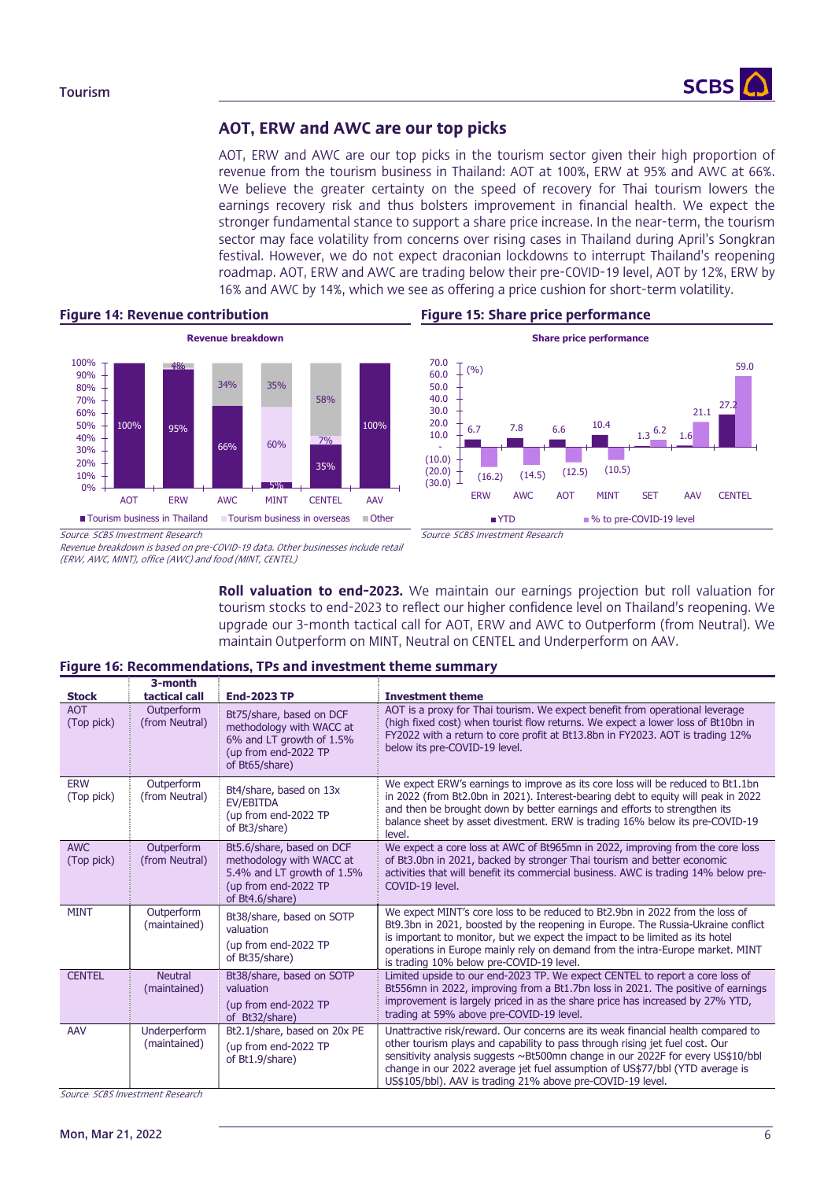## AOT, ERW and AWC are our top picks

AOT, ERW and AWC are our top picks in the tourism sector given their high proportion of revenue from the tourism business in Thailand: AOT at 100%, ERW at 95% and AWC at 66%. We believe the greater certainty on the speed of recovery for Thai tourism lowers the earnings recovery risk and thus bolsters improvement in financial health. We expect the stronger fundamental stance to support a share price increase. In the near-term, the tourism sector may face volatility from concerns over rising cases in Thailand during April's Songkran festival. However, we do not expect draconian lockdowns to interrupt Thailand's reopening roadmap. AOT, ERW and AWC are trading below their pre-COVID-19 level, AOT by 12%, ERW by 16% and AWC by 14%, which we see as offering a price cushion for short-term volatility.

**Figure 14: Revenue contribution**

Revenue breakdown

| | AOT | ERW | AWC | MINT | CENTEL | AAV |
|---|---|---|---|---|---|---|
| Tourism business in Thailand | 100% | 95% | 66% | 5% | 35% | 100% |
| Tourism business in overseas | | | 34% | 60% | 7% | |
| Other | | 4% | | 35% | 58% | |

*Source: SCBS Investment Research*
*Revenue breakdown is based on pre-COVID-19 data. Other businesses include retail (ERW, AWC, MINT), office (AWC) and food (MINT, CENTEL)*

**Figure 15: Share price performance**

Share price performance (%)

| | ERW | AWC | AOT | MINT | SET | AAV | CENTEL |
|---|---|---|---|---|---|---|---|
| YTD | 6.7 | 7.8 | 6.6 | 10.4 | 1.3 | 1.6 | 27.2 |
| % to pre-COVID-19 level | (16.2) | (14.5) | (12.5) | (10.5) | 6.2 | 21.1 | 59.0 |

*Source: SCBS Investment Research*

**Roll valuation to end-2023.** We maintain our earnings projection but roll valuation for tourism stocks to end-2023 to reflect our higher confidence level on Thailand's reopening. We upgrade our 3-month tactical call for AOT, ERW and AWC to Outperform (from Neutral). We maintain Outperform on MINT, Neutral on CENTEL and Underperform on AAV.

**Figure 16: Recommendations, TPs and investment theme summary**

| Stock | 3-month tactical call | End-2023 TP | Investment theme |
|---|---|---|---|
| AOT (Top pick) | Outperform (from Neutral) | Bt75/share, based on DCF methodology with WACC at 6% and LT growth of 1.5% (up from end-2022 TP of Bt65/share) | AOT is a proxy for Thai tourism. We expect benefit from operational leverage (high fixed cost) when tourist flow returns. We expect a lower loss of Bt10bn in FY2022 with a return to core profit at Bt13.8bn in FY2023. AOT is trading 12% below its pre-COVID-19 level. |
| ERW (Top pick) | Outperform (from Neutral) | Bt4/share, based on 13x EV/EBITDA (up from end-2022 TP of Bt3/share) | We expect ERW's earnings to improve as its core loss will be reduced to Bt1.1bn in 2022 (from Bt2.0bn in 2021). Interest-bearing debt to equity will peak in 2022 and then be brought down by better earnings and efforts to strengthen its balance sheet by asset divestment. ERW is trading 16% below its pre-COVID-19 level. |
| AWC (Top pick) | Outperform (from Neutral) | Bt5.6/share, based on DCF methodology with WACC at 5.4% and LT growth of 1.5% (up from end-2022 TP of Bt4.6/share) | We expect a core loss at AWC of Bt965mn in 2022, improving from the core loss of Bt3.0bn in 2021, backed by stronger Thai tourism and better economic activities that will benefit its commercial business. AWC is trading 14% below pre-COVID-19 level. |
| MINT | Outperform (maintained) | Bt38/share, based on SOTP valuation (up from end-2022 TP of Bt35/share) | We expect MINT's core loss to be reduced to Bt2.9bn in 2022 from the loss of Bt9.3bn in 2021, boosted by the reopening in Europe. The Russia-Ukraine conflict is important to monitor, but we expect the impact to be limited as its hotel operations in Europe mainly rely on demand from the intra-Europe market. MINT is trading 10% below pre-COVID-19 level. |
| CENTEL | Neutral (maintained) | Bt38/share, based on SOTP valuation (up from end-2022 TP of Bt32/share) | Limited upside to our end-2023 TP. We expect CENTEL to report a core loss of Bt556mn in 2022, improving from a Bt1.7bn loss in 2021. The positive of earnings improvement is largely priced in as the share price has increased by 27% YTD, trading at 59% above pre-COVID-19 level. |
| AAV | Underperform (maintained) | Bt2.1/share, based on 20x PE (up from end-2022 TP of Bt1.9/share) | Unattractive risk/reward. Our concerns are its weak financial health compared to other tourism plays and capability to pass through rising jet fuel cost. Our sensitivity analysis suggests ~Bt500mn change in our 2022F for every US$10/bbl change in our 2022 average jet fuel assumption of US$77/bbl (YTD average is US$105/bbl). AAV is trading 21% above pre-COVID-19 level. |

*Source: SCBS Investment Research*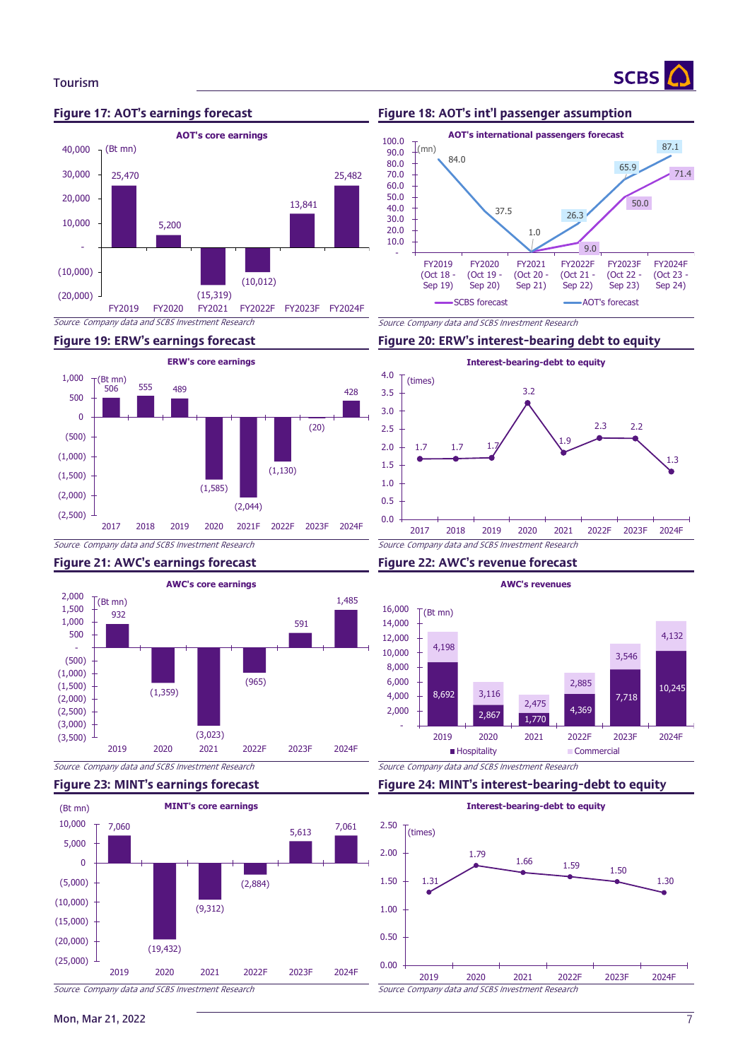## Figure 17: AOT's earnings forecast

**AOT's core earnings**

| (Bt mn) | FY2019 | FY2020 | FY2021 | FY2022F | FY2023F | FY2024F |
|---|---|---|---|---|---|---|
| Core earnings | 25,470 | 5,200 | (15,319) | (10,012) | 13,841 | 25,482 |

Source: Company data and SCBS Investment Research

## Figure 18: AOT's int'l passenger assumption

**AOT's international passengers forecast**

| (mn) | FY2019 (Oct 18 - Sep 19) | FY2020 (Oct 19 - Sep 20) | FY2021 (Oct 20 - Sep 21) | FY2022F (Oct 21 - Sep 22) | FY2023F (Oct 22 - Sep 23) | FY2024F (Oct 23 - Sep 24) |
|---|---|---|---|---|---|---|
| SCBS forecast | | | | 9.0 | 50.0 | 71.4 |
| AOT's forecast | 84.0 | 37.5 | 1.0 | 26.3 | 65.9 | 87.1 |

Source: Company data and SCBS Investment Research

## Figure 19: ERW's earnings forecast

**ERW's core earnings**

| (Bt mn) | 2017 | 2018 | 2019 | 2020 | 2021F | 2022F | 2023F | 2024F |
|---|---|---|---|---|---|---|---|---|
| Core earnings | 506 | 555 | 489 | (1,585) | (2,044) | (1,130) | (20) | 428 |

Source: Company data and SCBS Investment Research

## Figure 20: ERW's interest-bearing debt to equity

**Interest-bearing-debt to equity**

| (times) | 2017 | 2018 | 2019 | 2020 | 2021 | 2022F | 2023F | 2024F |
|---|---|---|---|---|---|---|---|---|
| IBD/E | 1.7 | 1.7 | 1.7 | 3.2 | 1.9 | 2.3 | 2.2 | 1.3 |

Source: Company data and SCBS Investment Research

## Figure 21: AWC's earnings forecast

**AWC's core earnings**

| (Bt mn) | 2019 | 2020 | 2021 | 2022F | 2023F | 2024F |
|---|---|---|---|---|---|---|
| Core earnings | 932 | (1,359) | (3,023) | (965) | 591 | 1,485 |

Source: Company data and SCBS Investment Research

## Figure 22: AWC's revenue forecast

**AWC's revenues**

| (Bt mn) | 2019 | 2020 | 2021 | 2022F | 2023F | 2024F |
|---|---|---|---|---|---|---|
| Hospitality | 8,692 | 2,867 | 1,770 | 4,369 | 7,718 | 10,245 |
| Commercial | 4,198 | 3,116 | 2,475 | 2,885 | 3,546 | 4,132 |

Source: Company data and SCBS Investment Research

## Figure 23: MINT's earnings forecast

**MINT's core earnings**

| (Bt mn) | 2019 | 2020 | 2021 | 2022F | 2023F | 2024F |
|---|---|---|---|---|---|---|
| Core earnings | 7,060 | (19,432) | (9,312) | (2,884) | 5,613 | 7,061 |

Source: Company data and SCBS Investment Research

## Figure 24: MINT's interest-bearing-debt to equity

**Interest-bearing-debt to equity**

| (times) | 2019 | 2020 | 2021 | 2022F | 2023F | 2024F |
|---|---|---|---|---|---|---|
| IBD/E | 1.31 | 1.79 | 1.66 | 1.59 | 1.50 | 1.30 |

Source: Company data and SCBS Investment Research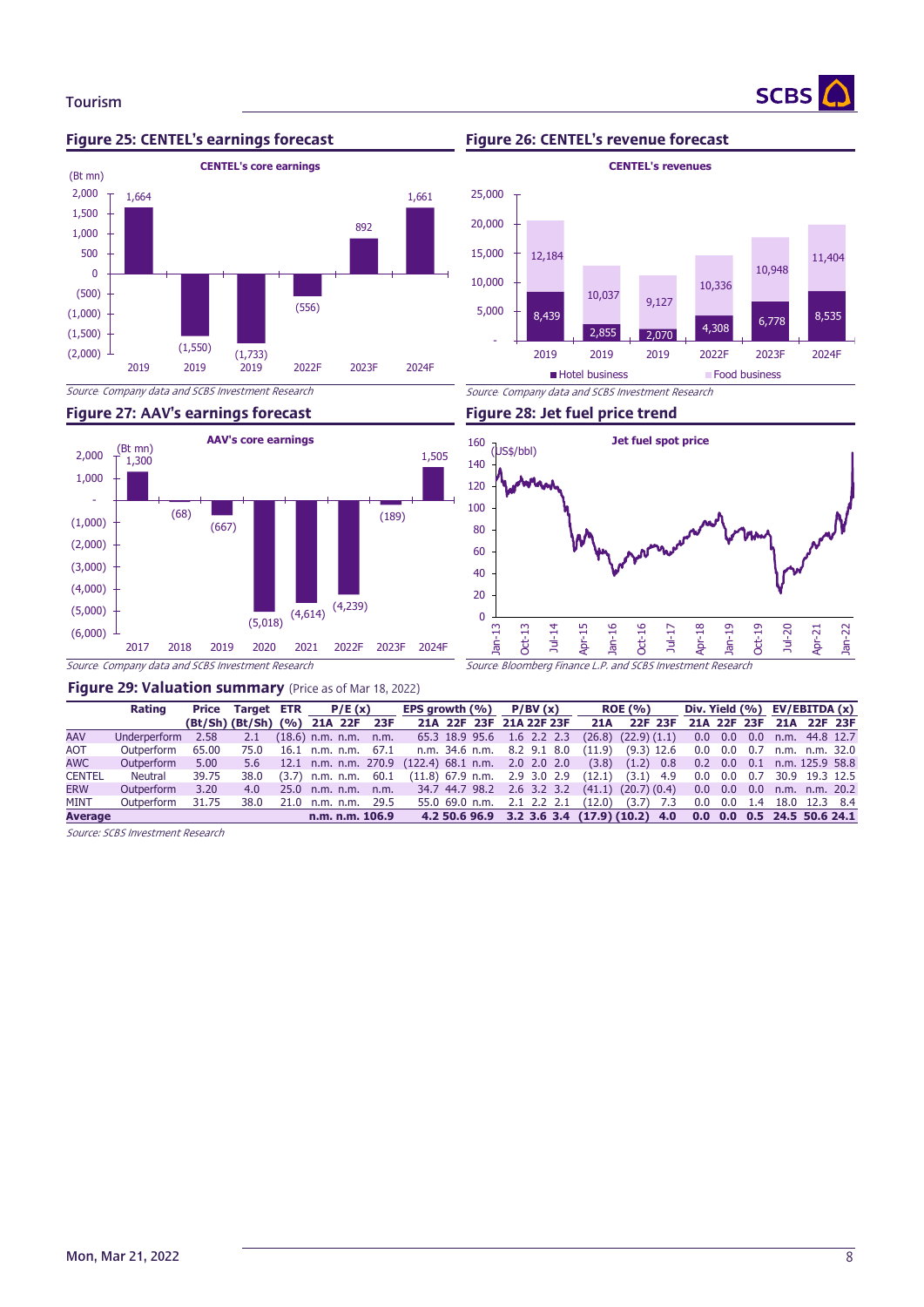## Figure 25: CENTEL's earnings forecast

**CENTEL's core earnings**

(Bt mn)

| Year | Core earnings |
|---|---|
| 2019 | 1,664 |
| 2019 | (1,550) |
| 2019 | (1,733) |
| 2022F | (556) |
| 2023F | 892 |
| 2024F | 1,661 |

*Source: Company data and SCBS Investment Research*

## Figure 26: CENTEL's revenue forecast

**CENTEL's revenues**

| Year | Hotel business | Food business |
|---|---|---|
| 2019 | 8,439 | 12,184 |
| 2019 | 2,855 | 10,037 |
| 2019 | 2,070 | 9,127 |
| 2022F | 4,308 | 10,336 |
| 2023F | 6,778 | 10,948 |
| 2024F | 8,535 | 11,404 |

*Source: Company data and SCBS Investment Research*

## Figure 27: AAV's earnings forecast

**AAV's core earnings**

(Bt mn)

| Year | Core earnings |
|---|---|
| 2017 | 1,300 |
| 2018 | (68) |
| 2019 | (667) |
| 2020 | (5,018) |
| 2021 | (4,614) |
| 2022F | (4,239) |
| 2023F | (189) |
| 2024F | 1,505 |

*Source: Company data and SCBS Investment Research*

## Figure 28: Jet fuel price trend

**Jet fuel spot price** (US$/bbl)

*Source: Bloomberg Finance L.P. and SCBS Investment Research*

## Figure 29: Valuation summary (Price as of Mar 18, 2022)

| | Rating | Price | Target | ETR | P/E (x) | | | EPS growth (%) | | | P/BV (x) | | | ROE (%) | | | Div. Yield (%) | | | EV/EBITDA (x) | | |
|---|---|---|---|---|---|---|---|---|---|---|---|---|---|---|---|---|---|---|---|---|---|---|
| | | (Bt/Sh) | (Bt/Sh) | (%) | 21A | 22F | 23F | 21A | 22F | 23F | 21A | 22F | 23F | 21A | 22F | 23F | 21A | 22F | 23F | 21A | 22F | 23F |
| AAV | Underperform | 2.58 | 2.1 | (18.6) | n.m. | n.m. | n.m. | 65.3 | 18.9 | 95.6 | 1.6 | 2.2 | 2.3 | (26.8) | (22.9) | (1.1) | 0.0 | 0.0 | 0.0 | n.m. | 44.8 | 12.7 |
| AOT | Outperform | 65.00 | 75.0 | 16.1 | n.m. | n.m. | 67.1 | n.m. | 34.6 | n.m. | 8.2 | 9.1 | 8.0 | (11.9) | (9.3) | 12.6 | 0.0 | 0.0 | 0.7 | n.m. | n.m. | 32.0 |
| AWC | Outperform | 5.00 | 5.6 | 12.1 | n.m. | n.m. | 270.9 | (122.4) | 68.1 | n.m. | 2.0 | 2.0 | 2.0 | (3.8) | (1.2) | 0.8 | 0.2 | 0.0 | 0.1 | n.m. | 125.9 | 58.8 |
| CENTEL | Neutral | 39.75 | 38.0 | (3.7) | n.m. | n.m. | 60.1 | (11.8) | 67.9 | n.m. | 2.9 | 3.0 | 2.9 | (12.1) | (3.1) | 4.9 | 0.0 | 0.0 | 0.7 | 30.9 | 19.3 | 12.5 |
| ERW | Outperform | 3.20 | 4.0 | 25.0 | n.m. | n.m. | n.m. | 34.7 | 44.7 | 98.2 | 2.6 | 3.2 | 3.2 | (41.1) | (20.7) | (0.4) | 0.0 | 0.0 | 0.0 | n.m. | n.m. | 20.2 |
| MINT | Outperform | 31.75 | 38.0 | 21.0 | n.m. | n.m. | 29.5 | 55.0 | 69.0 | n.m. | 2.1 | 2.2 | 2.1 | (12.0) | (3.7) | 7.3 | 0.0 | 0.0 | 1.4 | 18.0 | 12.3 | 8.4 |
| **Average** | | | | | **n.m.** | **n.m.** | **106.9** | **4.2** | **50.6** | **96.9** | **3.2** | **3.6** | **3.4** | **(17.9)** | **(10.2)** | **4.0** | **0.0** | **0.0** | **0.5** | **24.5** | **50.6** | **24.1** |

*Source: SCBS Investment Research*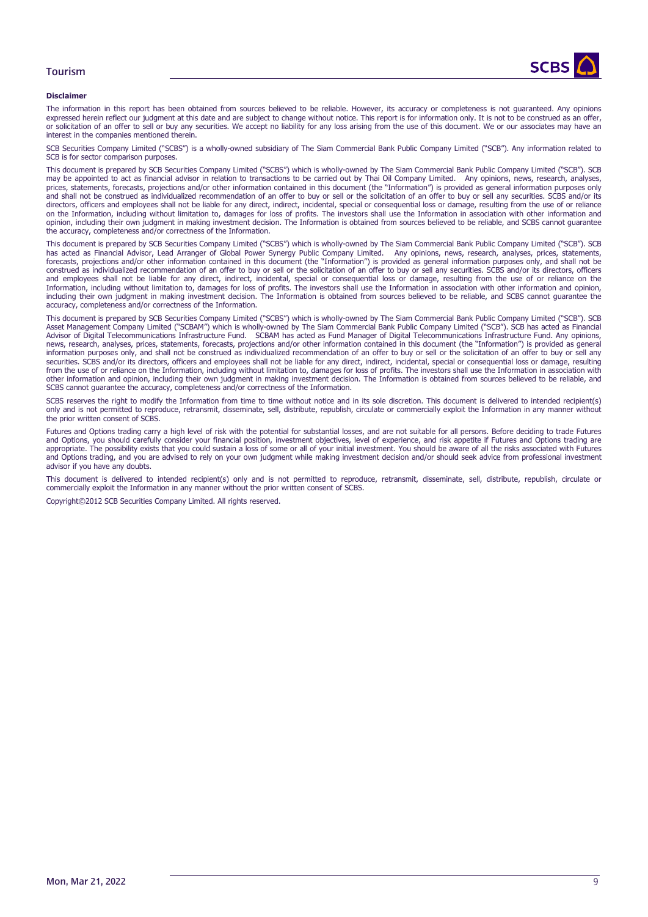**Disclaimer**

The information in this report has been obtained from sources believed to be reliable. However, its accuracy or completeness is not guaranteed. Any opinions expressed herein reflect our judgment at this date and are subject to change without notice. This report is for information only. It is not to be construed as an offer, or solicitation of an offer to sell or buy any securities. We accept no liability for any loss arising from the use of this document. We or our associates may have an interest in the companies mentioned therein.

SCB Securities Company Limited ("SCBS") is a wholly-owned subsidiary of The Siam Commercial Bank Public Company Limited ("SCB"). Any information related to SCB is for sector comparison purposes.

This document is prepared by SCB Securities Company Limited ("SCBS") which is wholly-owned by The Siam Commercial Bank Public Company Limited ("SCB"). SCB may be appointed to act as financial advisor in relation to transactions to be carried out by Thai Oil Company Limited. Any opinions, news, research, analyses, prices, statements, forecasts, projections and/or other information contained in this document (the "Information") is provided as general information purposes only and shall not be construed as individualized recommendation of an offer to buy or sell or the solicitation of an offer to buy or sell any securities. SCBS and/or its directors, officers and employees shall not be liable for any direct, indirect, incidental, special or consequential loss or damage, resulting from the use of or reliance on the Information, including without limitation to, damages for loss of profits. The investors shall use the Information in association with other information and opinion, including their own judgment in making investment decision. The Information is obtained from sources believed to be reliable, and SCBS cannot guarantee the accuracy, completeness and/or correctness of the Information.

This document is prepared by SCB Securities Company Limited ("SCBS") which is wholly-owned by The Siam Commercial Bank Public Company Limited ("SCB"). SCB has acted as Financial Advisor, Lead Arranger of Global Power Synergy Public Company Limited. Any opinions, news, research, analyses, prices, statements, forecasts, projections and/or other information contained in this document (the "Information") is provided as general information purposes only, and shall not be construed as individualized recommendation of an offer to buy or sell or the solicitation of an offer to buy or sell any securities. SCBS and/or its directors, officers and employees shall not be liable for any direct, indirect, incidental, special or consequential loss or damage, resulting from the use of or reliance on the Information, including without limitation to, damages for loss of profits. The investors shall use the Information in association with other information and opinion, including their own judgment in making investment decision. The Information is obtained from sources believed to be reliable, and SCBS cannot guarantee the accuracy, completeness and/or correctness of the Information.

This document is prepared by SCB Securities Company Limited ("SCBS") which is wholly-owned by The Siam Commercial Bank Public Company Limited ("SCB"). SCB Asset Management Company Limited ("SCBAM") which is wholly-owned by The Siam Commercial Bank Public Company Limited ("SCB"). SCB has acted as Financial Advisor of Digital Telecommunications Infrastructure Fund. SCBAM has acted as Fund Manager of Digital Telecommunications Infrastructure Fund. Any opinions, news, research, analyses, prices, statements, forecasts, projections and/or other information contained in this document (the "Information") is provided as general information purposes only, and shall not be construed as individualized recommendation of an offer to buy or sell or the solicitation of an offer to buy or sell any securities. SCBS and/or its directors, officers and employees shall not be liable for any direct, indirect, incidental, special or consequential loss or damage, resulting from the use of or reliance on the Information, including without limitation to, damages for loss of profits. The investors shall use the Information in association with other information and opinion, including their own judgment in making investment decision. The Information is obtained from sources believed to be reliable, and SCBS cannot guarantee the accuracy, completeness and/or correctness of the Information.

SCBS reserves the right to modify the Information from time to time without notice and in its sole discretion. This document is delivered to intended recipient(s) only and is not permitted to reproduce, retransmit, disseminate, sell, distribute, republish, circulate or commercially exploit the Information in any manner without the prior written consent of SCBS.

Futures and Options trading carry a high level of risk with the potential for substantial losses, and are not suitable for all persons. Before deciding to trade Futures and Options, you should carefully consider your financial position, investment objectives, level of experience, and risk appetite if Futures and Options trading are appropriate. The possibility exists that you could sustain a loss of some or all of your initial investment. You should be aware of all the risks associated with Futures and Options trading, and you are advised to rely on your own judgment while making investment decision and/or should seek advice from professional investment advisor if you have any doubts.

This document is delivered to intended recipient(s) only and is not permitted to reproduce, retransmit, disseminate, sell, distribute, republish, circulate or commercially exploit the Information in any manner without the prior written consent of SCBS.

Copyright©2012 SCB Securities Company Limited. All rights reserved.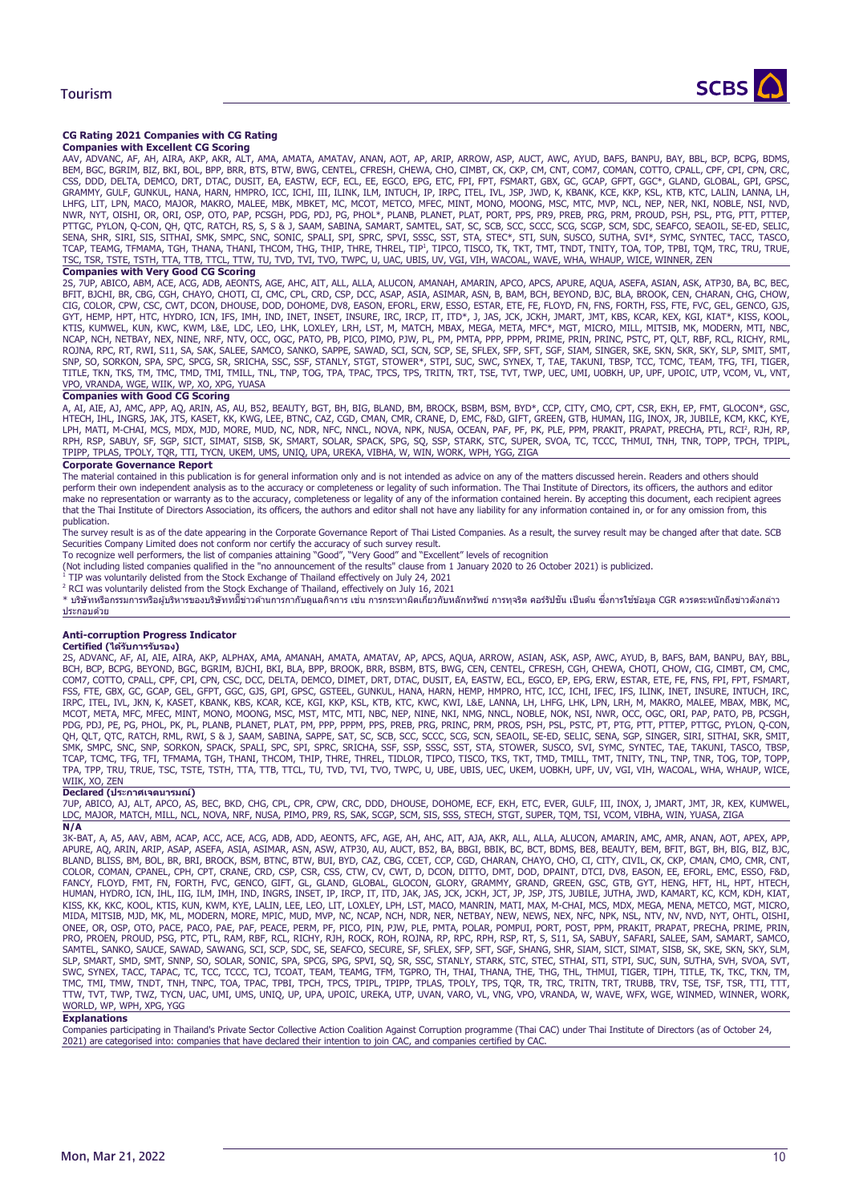### CG Rating 2021 Companies with CG Rating

**Companies with Excellent CG Scoring**

AAV, ADVANC, AF, AH, AIRA, AKP, AKR, ALT, AMA, AMATA, AMATAV, ANAN, AOT, AP, ARIP, ARROW, ASP, AUCT, AWC, AYUD, BAFS, BANPU, BAY, BBL, BCP, BCPG, BDMS, BEM, BGC, BGRIM, BIZ, BKI, BOL, BPP, BRR, BTS, BTW, BWG, CENTEL, CFRESH, CHEWA, CHO, CIMBT, CK, CKP, CM, CNT, COM7, COMAN, COTTO, CPALL, CPF, CPI, CPN, CRC, CSS, DDD, DELTA, DEMCO, DRT, DTAC, DUSIT, EA, EASTW, ECF, ECL, EE, EGCO, EPG, ETC, FPI, FPT, FSMART, GBX, GC, GCAP, GFPT, GGC*, GLAND, GLOBAL, GPI, GPSC, GRAMMY, GULF, GUNKUL, HANA, HARN, HMPRO, ICC, ICHI, III, ILINK, ILM, INTUCH, IP, IRPC, ITEL, IVL, JSP, JWD, K, KBANK, KCE, KKP, KSL, KTB, KTC, LALIN, LANNA, LH, LHFG, LIT, LPN, MACO, MAJOR, MAKRO, MALEE, MBK, MBKET, MC, MCOT, METCO, MFEC, MINT, MONO, MOONG, MSC, MTC, MVP, NCL, NEP, NER, NKI, NOBLE, NSI, NVD, NWR, NYT, OISHI, OR, ORI, OSP, OTO, PAP, PCSGH, PDG, PDJ, PG, PHOL*, PLANB, PLANET, PLAT, PORT, PPS, PR9, PREB, PRG, PRM, PROUD, PSH, PSL, PTG, PTT, PTTEP, PTTGC, PYLON, Q-CON, QH, QTC, RATCH, RS, S, S & J, SAAM, SABINA, SAMART, SAMTEL, SAT, SC, SCB, SCC, SCCC, SCG, SCGP, SCM, SDC, SEAFCO, SEAOIL, SE-ED, SELIC, SENA, SHR, SIRI, SIS, SITHAI, SMK, SMPC, SNC, SONIC, SPALI, SPI, SPRC, SPVI, SSSC, SST, STA, STEC*, STI, SUN, SUSCO, SUTHA, SVI*, SYMC, SYNTEC, TACC, TASCO, TCAP, TEAMG, TFMAMA, TGH, THANA, THANI, THCOM, THG, THIP, THRE, THREL, TIP[1], TIPCO, TISCO, TK, TKT, TMT, TNDT, TNITY, TOA, TOP, TPBI, TQM, TRC, TRU, TRUE, TSC, TSR, TSTE, TSTH, TTA, TTB, TTCL, TTW, TU, TVD, TVI, TVO, TWPC, U, UAC, UBIS, UV, VGI, VIH, WACOAL, WAVE, WHA, WHAUP, WICE, WINNER, ZEN

**Companies with Very Good CG Scoring**

2S, 7UP, ABICO, ABM, ACE, ACG, ADB, AEONTS, AGE, AHC, AIT, ALL, ALLA, ALUCON, AMANAH, AMARIN, APCO, APCS, APURE, AQUA, ASEFA, ASIAN, ASK, ATP30, BA, BC, BEC, BFIT, BJCHI, BR, CBG, CGH, CHAYO, CHOTI, CI, CMC, CPL, CRD, CSP, DCC, ASAP, ASIA, ASIMAR, ASN, B, BAM, BCH, BEYOND, BJC, BLA, BROOK, CEN, CHARAN, CHG, CHOW, CIG, COLOR, CPW, CSC, CWT, DCON, DHOUSE, DOD, DOHOME, DV8, EASON, EFORL, ERW, ESSO, ESTAR, ETE, FE, FLOYD, FN, FNS, FORTH, FSS, FTE, FVC, GEL, GENCO, GJS, GYT, HEMP, HPT, HTC, HYDRO, ICN, IFS, IMH, IND, INET, INSET, INSURE, IRC, IRCP, IT, ITD*, J, JAS, JCK, JCKH, JMART, JMT, KBS, KCAR, KEX, KGI, KIAT*, KISS, KOOL, KTIS, KUMWEL, KUN, KWC, KWM, L&E, LDC, LEO, LHK, LOXLEY, LRH, LST, M, MATCH, MBAX, MEGA, META, MFC*, MGT, MICRO, MILL, MITSIB, MK, MODERN, MTI, NBC, NCAP, NCH, NETBAY, NEX, NINE, NRF, NTV, OCC, OGC, PATO, PB, PICO, PIMO, PJW, PL, PM, PMTA, PPP, PPPM, PRIME, PRIN, PRINC, PSTC, PT, QLT, RBF, RCL, RICHY, RML, ROJNA, RPC, RT, RWI, S11, SA, SAK, SALEE, SAMCO, SANKO, SAPPE, SAWAD, SCI, SCN, SCP, SE, SFLEX, SFP, SFT, SGF, SIAM, SINGER, SKE, SKN, SKR, SKY, SLP, SMIT, SMT, SNP, SO, SORKON, SPA, SPC, SPCG, SR, SRICHA, SSC, SSF, STANLY, STGT, STOWER*, STPI, SUC, SWC, SYNEX, T, TAE, TAKUNI, TBSP, TCC, TCMC, TEAM, TFG, TFI, TIGER, TITLE, TKN, TKS, TM, TMC, TMD, TMI, TMILL, TNL, TNP, TOG, TPA, TPAC, TPCS, TPS, TRITN, TRT, TSE, TVT, TWP, UEC, UMI, UOBKH, UP, UPF, UPOIC, UTP, VCOM, VL, VNT, VPO, VRANDA, WGE, WIIK, WP, XO, XPG, YUASA

**Companies with Good CG Scoring**

A, AI, AIE, AJ, AMC, APP, AQ, ARIN, AS, AU, B52, BEAUTY, BGT, BH, BIG, BLAND, BM, BROCK, BSBM, BSM, BYD*, CCP, CITY, CMO, CPT, CSR, EKH, EP, FMT, GLOCON*, GSC, HTECH, IHL, INGRS, JAK, JTS, KASET, KK, KWG, LEE, BTNC, CAZ, CGD, CMAN, CMR, CRANE, D, EMC, F&D, GIFT, GREEN, GTB, HUMAN, IIG, INOX, JR, JUBILE, KCM, KKC, KYE, LPH, MATI, M-CHAI, MCS, MDX, MJD, MORE, MUD, NC, NDR, NFC, NNCL, NOVA, NPK, NUSA, OCEAN, PAF, PF, PK, PLE, PPM, PRAKIT, PRAPAT, PRECHA, PTL, RCI[2], RJH, RP, RPH, RSP, SABUY, SF, SGP, SICT, SIMAT, SISB, SK, SMART, SOLAR, SPACK, SPG, SQ, SSP, STARK, STC, SUPER, SVOA, TC, TCCC, THMUI, TNH, TNR, TOPP, TPCH, TPIPL, TPIPP, TPLAS, TPOLY, TQR, TTI, TYCN, UKEM, UMS, UNIQ, UPA, UREKA, VIBHA, W, WIN, WORK, WPH, YGG, ZIGA

**Corporate Governance Report**

The material contained in this publication is for general information only and is not intended as advice on any of the matters discussed herein. Readers and others should perform their own independent analysis as to the accuracy or completeness or legality of such information. The Thai Institute of Directors, its officers, the authors and editor make no representation or warranty as to the accuracy, completeness or legality of any of the information contained herein. By accepting this document, each recipient agrees that the Thai Institute of Directors Association, its officers, the authors and editor shall not have any liability for any information contained in, or for any omission from, this publication.

The survey result is as of the date appearing in the Corporate Governance Report of Thai Listed Companies. As a result, the survey result may be changed after that date. SCB Securities Company Limited does not conform nor certify the accuracy of such survey result.

To recognize well performers, the list of companies attaining "Good", "Very Good" and "Excellent" levels of recognition

(Not including listed companies qualified in the "no announcement of the results" clause from 1 January 2020 to 26 October 2021) is publicized.

[1] TIP was voluntarily delisted from the Stock Exchange of Thailand effectively on July 24, 2021

[2] RCI was voluntarily delisted from the Stock Exchange of Thailand, effectively on July 16, 2021

* บริษัทหรือกรรมการหรือผู้บริหารของบริษัทที่มีข่าวด้านการกำกับดูแลกิจการ เช่น การกระทำผิดเกี่ยวกับหลักทรัพย์ การทุจริต คอร์รัปชัน เป็นต้น ซึ่งการใช้ข้อมูล CGR ควรตระหนักถึงข่าวดังกล่าวประกอบด้วย

### Anti-corruption Progress Indicator

**Certified (ได้รับการรับรอง)**

2S, ADVANC, AF, AI, AIE, AIRA, AKP, ALPHAX, AMA, AMANAH, AMATA, AMATAV, AP, APCS, AQUA, ARROW, ASIAN, ASK, ASP, AWC, AYUD, B, BAFS, BAM, BANPU, BAY, BBL, BCH, BCP, BCPG, BEYOND, BGC, BGRIM, BJCHI, BKI, BLA, BPP, BROOK, BRR, BSBM, BTS, BWG, CEN, CENTEL, CFRESH, CGH, CHEWA, CHOTI, CHOW, CIG, CIMBT, CM, CMC, COM7, COTTO, CPALL, CPF, CPI, CPN, CSC, DCC, DELTA, DEMCO, DIMET, DRT, DTAC, DUSIT, EA, EASTW, ECL, EGCO, EP, EPG, ERW, ESTAR, ETE, FE, FNS, FPI, FPT, FSMART, FSS, FTE, GBX, GC, GCAP, GEL, GFPT, GGC, GJS, GPI, GPSC, GSTEEL, GUNKUL, HANA, HARN, HEMP, HMPRO, HTC, ICC, ICHI, IFEC, IFS, ILINK, INET, INSURE, INTUCH, IRC, IRPC, ITEL, IVL, JKN, K, KASET, KBANK, KBS, KCAR, KCE, KGI, KKP, KSL, KTB, KTC, KWC, KWI, L&E, LANNA, LH, LHFG, LHK, LPN, LRH, M, MAKRO, MALEE, MBAX, MBK, MC, MCOT, META, MFC, MFEC, MINT, MONO, MOONG, MSC, MST, MTC, MTI, NBC, NEP, NINE, NKI, NMG, NNCL, NOBLE, NOK, NSI, NWR, OCC, OGC, ORI, PAP, PATO, PB, PCSGH, PDG, PDJ, PE, PG, PHOL, PK, PL, PLANB, PLANET, PLAT, PM, PPP, PPPM, PPS, PREB, PRG, PRINC, PRM, PROS, PSH, PSL, PSTC, PT, PTG, PTT, PTTEP, PTTGC, PYLON, Q-CON, QH, QLT, QTC, RATCH, RML, RWI, S & J, SAAM, SABINA, SAPPE, SAT, SC, SCB, SCC, SCCC, SCG, SCN, SEAOIL, SE-ED, SELIC, SENA, SGP, SINGER, SIRI, SITHAI, SKR, SMIT, SMK, SMPC, SNC, SNP, SORKON, SPACK, SPALI, SPC, SPI, SPRC, SRICHA, SSF, SSP, SSSC, SST, STA, STOWER, SUSCO, SVI, SYMC, SYNTEC, TAE, TAKUNI, TASCO, TBSP, TCAP, TCMC, TFG, TFI, TFMAMA, TGH, THANI, THCOM, THIP, THRE, THREL, TIDLOR, TIPCO, TISCO, TKS, TKT, TMD, TMILL, TMT, TNITY, TNL, TNP, TNR, TOG, TOP, TOPP, TPA, TPP, TRU, TRUE, TSC, TSTE, TSTH, TTA, TTB, TTCL, TU, TVD, TVI, TVO, TWPC, U, UBE, UBIS, UEC, UKEM, UOBKH, UPF, UV, VGI, VIH, WACOAL, WHA, WHAUP, WICE, WIIK, XO, ZEN

**Declared (ประกาศเจตนารมณ์)**

7UP, ABICO, AJ, ALT, APCO, AS, BEC, BKD, CHG, CPL, CPR, CPW, CRC, DDD, DHOUSE, DOHOME, ECF, EKH, ETC, EVER, GULF, III, INOX, J, JMART, JMT, JR, KEX, KUMWEL, LDC, MAJOR, MATCH, MILL, NCL, NOVA, NRF, NUSA, PIMO, PR9, RS, SAK, SCGP, SCM, SIS, SSS, STECH, STGT, SUPER, TQM, TSI, VCOM, VIBHA, WIN, YUASA, ZIGA

**N/A**

3K-BAT, A, A5, AAV, ABM, ACAP, ACC, ACE, ACG, ADB, ADD, AEONTS, AFC, AGE, AH, AHC, AIT, AJA, AKR, ALL, ALLA, ALUCON, AMARIN, AMC, AMR, ANAN, AOT, APEX, APP, APURE, AQ, ARIN, ARIP, ASAP, ASEFA, ASIA, ASIMAR, ASN, ASW, ATP30, AU, AUCT, B52, BA, BBGI, BBIK, BC, BCT, BDMS, BE8, BEAUTY, BEM, BFIT, BGT, BH, BIG, BIZ, BJC, BLAND, BLISS, BM, BOL, BR, BRI, BROCK, BSM, BTNC, BTW, BUI, BYD, CAZ, CBG, CCET, CCP, CGD, CHARAN, CHAYO, CHO, CI, CITY, CIVIL, CK, CKP, CMAN, CMO, CMR, CNT, COLOR, COMAN, CPANEL, CPH, CPT, CRANE, CRD, CSP, CSR, CSS, CTW, CV, CWT, D, DCON, DITTO, DMT, DOD, DPAINT, DTCI, DV8, EASON, EE, EFORL, EMC, ESSO, F&D, FANCY, FLOYD, FMT, FN, FORTH, FVC, GENCO, GIFT, GL, GLAND, GLOBAL, GLOCON, GLORY, GRAMMY, GRAND, GREEN, GSC, GTB, GYT, HENG, HFT, HL, HPT, HTECH, HUMAN, HYDRO, ICN, IHL, IIG, ILM, IMH, IND, INGRS, INSET, IP, IRCP, IT, ITD, JAK, JAS, JCK, JCKH, JCT, JP, JSP, JTS, JUBILE, JUTHA, JWD, KAMART, KC, KCM, KDH, KIAT, KISS, KK, KKC, KOOL, KTIS, KUN, KWM, KYE, LALIN, LEE, LEO, LIT, LOXLEY, LPH, LST, MACO, MANRIN, MATI, MAX, M-CHAI, MCS, MDX, MEGA, MENA, METCO, MGT, MICRO, MIDA, MITSIB, MJD, MK, ML, MODERN, MORE, MPIC, MUD, MVP, NC, NCAP, NCH, NDR, NER, NETBAY, NEW, NEWS, NEX, NFC, NPK, NSL, NTV, NV, NVD, NYT, OHTL, OISHI, ONEE, OR, OSP, OTO, PACE, PACO, PAE, PAF, PEACE, PERM, PF, PICO, PIN, PJW, PLE, PMTA, POLAR, POMPUI, PORT, POST, PPM, PRAKIT, PRAPAT, PRECHA, PRIME, PRIN, PRO, PROEN, PROUD, PSG, PTC, PTL, RAM, RBF, RCL, RICHY, RJH, ROCK, ROH, ROJNA, RP, RPC, RPH, RSP, RT, S, S11, SA, SABUY, SAFARI, SALEE, SAM, SAMART, SAMCO, SAMTEL, SANKO, SAUCE, SAWAD, SAWANG, SCI, SCP, SDC, SE, SEAFCO, SECURE, SF, SFLEX, SFP, SFT, SGF, SHANG, SHR, SIAM, SICT, SIMAT, SISB, SK, SKE, SKN, SKY, SLM, SLP, SMART, SMD, SMT, SNNP, SO, SOLAR, SONIC, SPA, SPCG, SPG, SPVI, SQ, SR, SSC, STANLY, STARK, STC, STEC, STHAI, STI, STPI, SUC, SUN, SUTHA, SVH, SVOA, SVT, SWC, SYNEX, TACC, TAPAC, TC, TCC, TCCC, TCJ, TCOAT, TEAM, TEAMG, TFM, TGPRO, TH, THAI, THANA, THE, THG, THL, THMUI, TIGER, TIPH, TITLE, TK, TKC, TKN, TM, TMC, TMI, TMW, TNDT, TNH, TNPC, TOA, TPAC, TPBI, TPCH, TPCS, TPIPL, TPIPP, TPLAS, TPOLY, TPS, TQR, TR, TRC, TRITN, TRT, TRUBB, TRV, TSE, TSF, TSR, TTI, TTT, TTW, TVT, TWP, TWZ, TYCN, UAC, UMI, UMS, UNIQ, UP, UPA, UPOIC, UREKA, UTP, UVAN, VARO, VL, VNG, VPO, VRANDA, W, WAVE, WFX, WGE, WINMED, WINNER, WORK, WORLD, WP, WPH, XPG, YGG

**Explanations**

Companies participating in Thailand's Private Sector Collective Action Coalition Against Corruption programme (Thai CAC) under Thai Institute of Directors (as of October 24, 2021) are categorised into: companies that have declared their intention to join CAC, and companies certified by CAC.